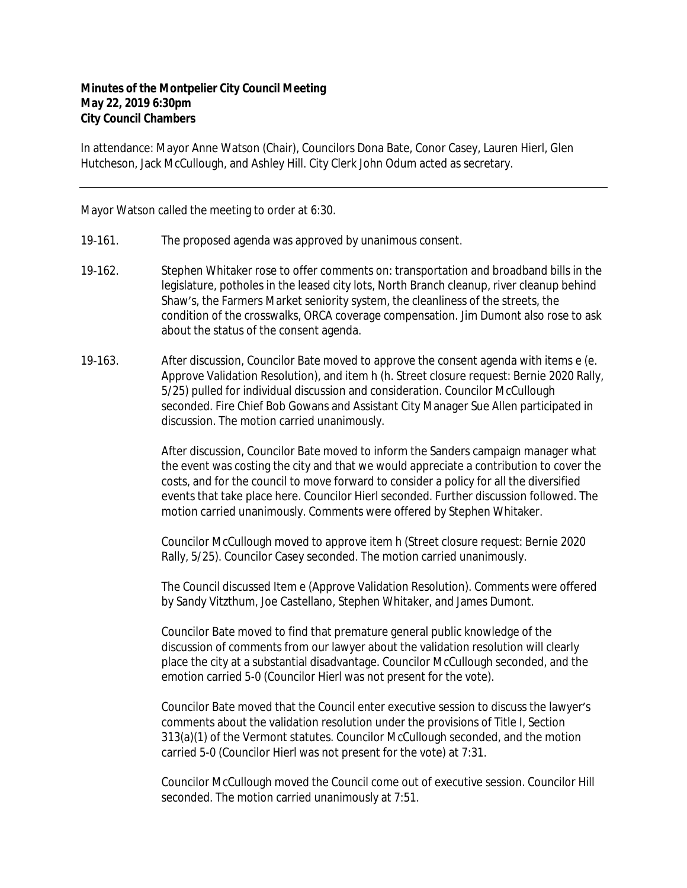**Minutes of the Montpelier City Council Meeting**
**May 22, 2019 6:30pm**
**City Council Chambers**

In attendance: Mayor Anne Watson (Chair), Councilors Dona Bate, Conor Casey, Lauren Hierl, Glen Hutcheson, Jack McCullough, and Ashley Hill. City Clerk John Odum acted as secretary.

---

Mayor Watson called the meeting to order at 6:30.

19-161. The proposed agenda was approved by unanimous consent.

19-162. Stephen Whitaker rose to offer comments on: transportation and broadband bills in the legislature, potholes in the leased city lots, North Branch cleanup, river cleanup behind Shaw's, the Farmers Market seniority system, the cleanliness of the streets, the condition of the crosswalks, ORCA coverage compensation. Jim Dumont also rose to ask about the status of the consent agenda.

19-163. After discussion, Councilor Bate moved to approve the consent agenda with items e (e. Approve Validation Resolution), and item h (h. Street closure request: Bernie 2020 Rally, 5/25) pulled for individual discussion and consideration. Councilor McCullough seconded. Fire Chief Bob Gowans and Assistant City Manager Sue Allen participated in discussion. The motion carried unanimously.

After discussion, Councilor Bate moved to inform the Sanders campaign manager what the event was costing the city and that we would appreciate a contribution to cover the costs, and for the council to move forward to consider a policy for all the diversified events that take place here. Councilor Hierl seconded. Further discussion followed. The motion carried unanimously. Comments were offered by Stephen Whitaker.

Councilor McCullough moved to approve item h (Street closure request: Bernie 2020 Rally, 5/25). Councilor Casey seconded. The motion carried unanimously.

The Council discussed Item e (Approve Validation Resolution). Comments were offered by Sandy Vitzthum, Joe Castellano, Stephen Whitaker, and James Dumont.

Councilor Bate moved to find that premature general public knowledge of the discussion of comments from our lawyer about the validation resolution will clearly place the city at a substantial disadvantage. Councilor McCullough seconded, and the emotion carried 5-0 (Councilor Hierl was not present for the vote).

Councilor Bate moved that the Council enter executive session to discuss the lawyer's comments about the validation resolution under the provisions of Title I, Section 313(a)(1) of the Vermont statutes. Councilor McCullough seconded, and the motion carried 5-0 (Councilor Hierl was not present for the vote) at 7:31.

Councilor McCullough moved the Council come out of executive session. Councilor Hill seconded. The motion carried unanimously at 7:51.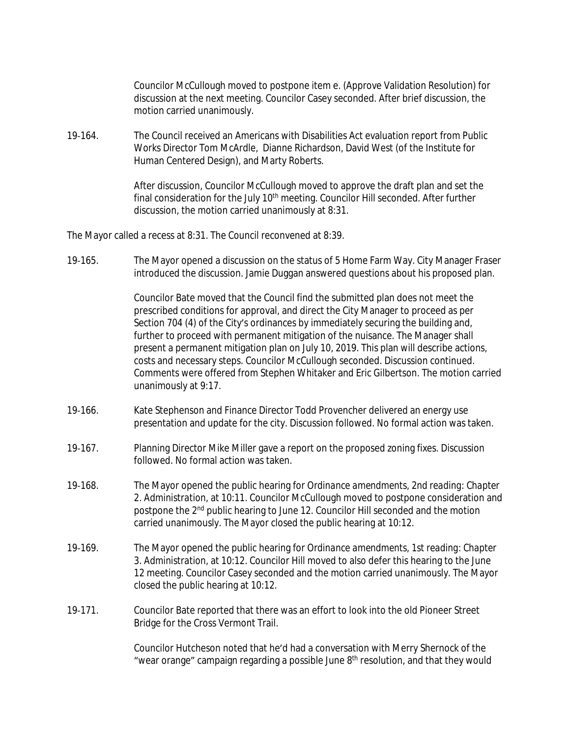Councilor McCullough moved to postpone item e. (Approve Validation Resolution) for discussion at the next meeting. Councilor Casey seconded. After brief discussion, the motion carried unanimously.

19-164. The Council received an Americans with Disabilities Act evaluation report from Public Works Director Tom McArdle, Dianne Richardson, David West (of the Institute for Human Centered Design), and Marty Roberts.

After discussion, Councilor McCullough moved to approve the draft plan and set the final consideration for the July 10th meeting. Councilor Hill seconded. After further discussion, the motion carried unanimously at 8:31.

The Mayor called a recess at 8:31. The Council reconvened at 8:39.

19-165. The Mayor opened a discussion on the status of 5 Home Farm Way. City Manager Fraser introduced the discussion. Jamie Duggan answered questions about his proposed plan.

Councilor Bate moved that the Council find the submitted plan does not meet the prescribed conditions for approval, and direct the City Manager to proceed as per Section 704 (4) of the City's ordinances by immediately securing the building and, further to proceed with permanent mitigation of the nuisance. The Manager shall present a permanent mitigation plan on July 10, 2019. This plan will describe actions, costs and necessary steps. Councilor McCullough seconded. Discussion continued. Comments were offered from Stephen Whitaker and Eric Gilbertson. The motion carried unanimously at 9:17.

19-166. Kate Stephenson and Finance Director Todd Provencher delivered an energy use presentation and update for the city. Discussion followed. No formal action was taken.

19-167. Planning Director Mike Miller gave a report on the proposed zoning fixes. Discussion followed. No formal action was taken.

19-168. The Mayor opened the public hearing for Ordinance amendments, 2nd reading: Chapter 2. Administration, at 10:11. Councilor McCullough moved to postpone consideration and postpone the 2nd public hearing to June 12. Councilor Hill seconded and the motion carried unanimously. The Mayor closed the public hearing at 10:12.

19-169. The Mayor opened the public hearing for Ordinance amendments, 1st reading: Chapter 3. Administration, at 10:12. Councilor Hill moved to also defer this hearing to the June 12 meeting. Councilor Casey seconded and the motion carried unanimously. The Mayor closed the public hearing at 10:12.

19-171. Councilor Bate reported that there was an effort to look into the old Pioneer Street Bridge for the Cross Vermont Trail.

Councilor Hutcheson noted that he'd had a conversation with Merry Shernock of the "wear orange" campaign regarding a possible June 8th resolution, and that they would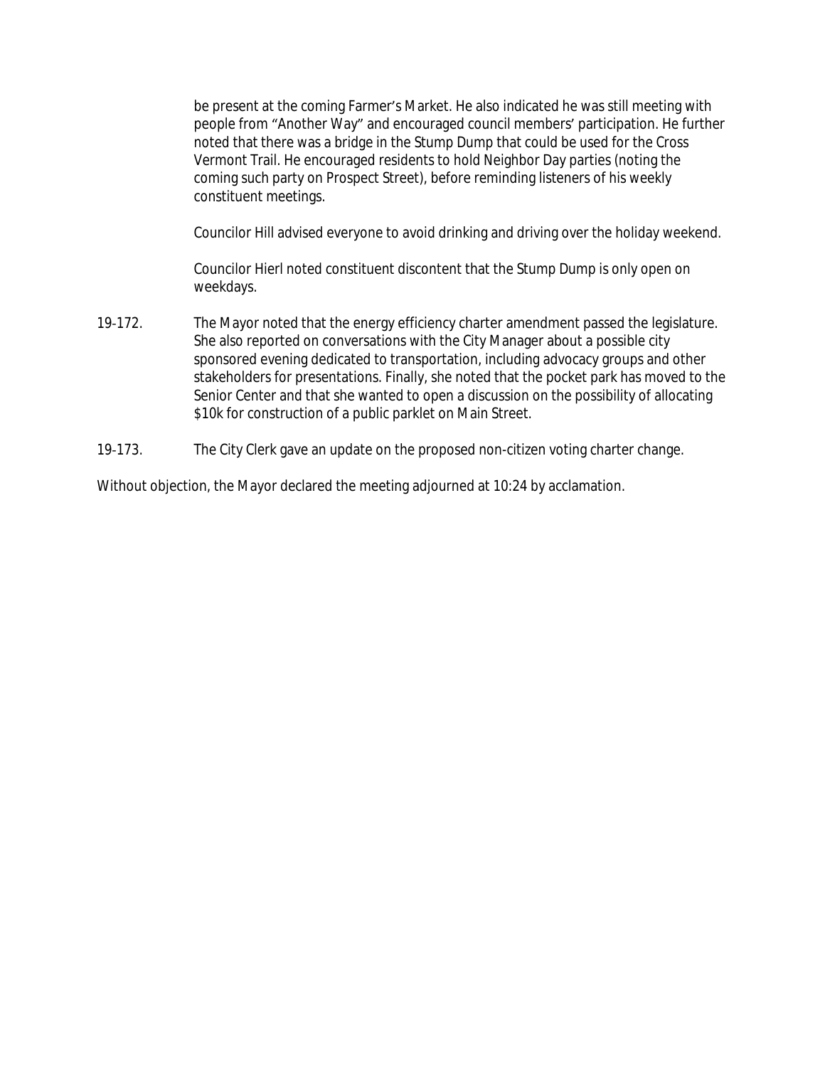be present at the coming Farmer's Market. He also indicated he was still meeting with people from "Another Way" and encouraged council members' participation. He further noted that there was a bridge in the Stump Dump that could be used for the Cross Vermont Trail. He encouraged residents to hold Neighbor Day parties (noting the coming such party on Prospect Street), before reminding listeners of his weekly constituent meetings.

Councilor Hill advised everyone to avoid drinking and driving over the holiday weekend.

Councilor Hierl noted constituent discontent that the Stump Dump is only open on weekdays.

19-172. The Mayor noted that the energy efficiency charter amendment passed the legislature. She also reported on conversations with the City Manager about a possible city sponsored evening dedicated to transportation, including advocacy groups and other stakeholders for presentations. Finally, she noted that the pocket park has moved to the Senior Center and that she wanted to open a discussion on the possibility of allocating $10k for construction of a public parklet on Main Street.

19-173. The City Clerk gave an update on the proposed non-citizen voting charter change.

Without objection, the Mayor declared the meeting adjourned at 10:24 by acclamation.